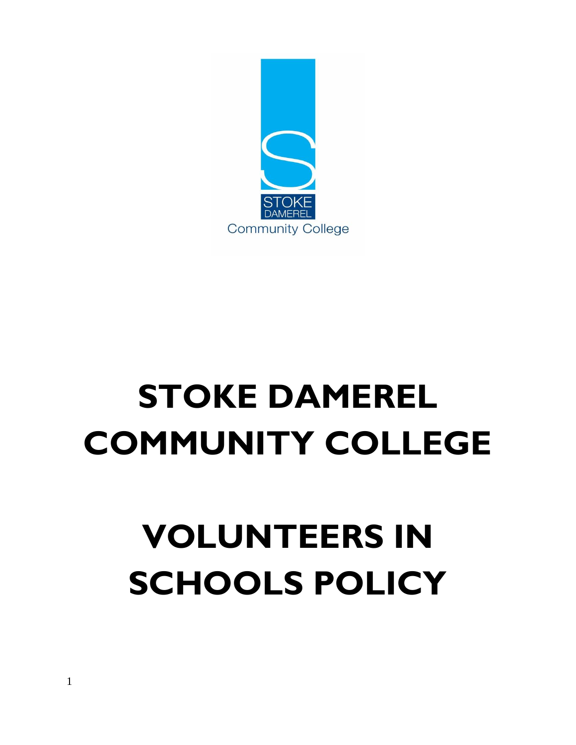# STOKE DAMEREL COMMUNITY COLLEGE

# VOLUNTEERS IN SCHOOLS POLICY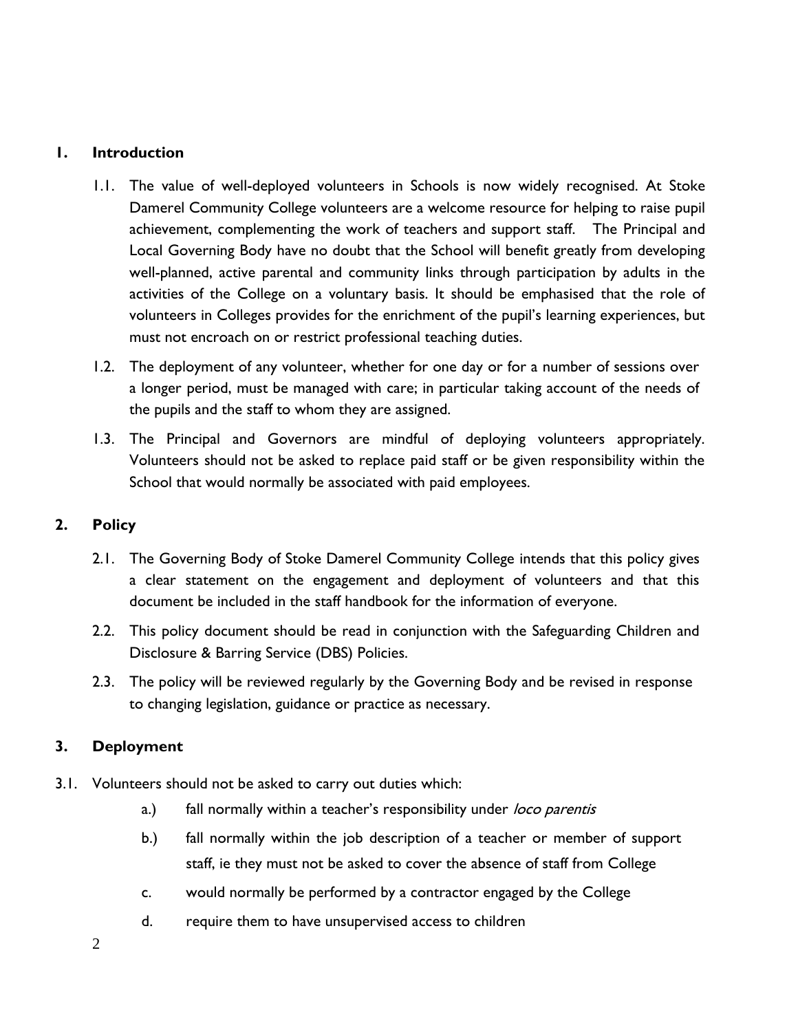## 1. Introduction

1.1. The value of well-deployed volunteers in Schools is now widely recognised. At Stoke Damerel Community College volunteers are a welcome resource for helping to raise pupil achievement, complementing the work of teachers and support staff. The Principal and Local Governing Body have no doubt that the School will benefit greatly from developing well-planned, active parental and community links through participation by adults in the activities of the College on a voluntary basis. It should be emphasised that the role of volunteers in Colleges provides for the enrichment of the pupil's learning experiences, but must not encroach on or restrict professional teaching duties.

1.2. The deployment of any volunteer, whether for one day or for a number of sessions over a longer period, must be managed with care; in particular taking account of the needs of the pupils and the staff to whom they are assigned.

1.3. The Principal and Governors are mindful of deploying volunteers appropriately. Volunteers should not be asked to replace paid staff or be given responsibility within the School that would normally be associated with paid employees.

## 2. Policy

2.1. The Governing Body of Stoke Damerel Community College intends that this policy gives a clear statement on the engagement and deployment of volunteers and that this document be included in the staff handbook for the information of everyone.

2.2. This policy document should be read in conjunction with the Safeguarding Children and Disclosure & Barring Service (DBS) Policies.

2.3. The policy will be reviewed regularly by the Governing Body and be revised in response to changing legislation, guidance or practice as necessary.

## 3. Deployment

3.1. Volunteers should not be asked to carry out duties which:

a.) fall normally within a teacher's responsibility under *loco parentis*

b.) fall normally within the job description of a teacher or member of support staff, ie they must not be asked to cover the absence of staff from College

c. would normally be performed by a contractor engaged by the College

d. require them to have unsupervised access to children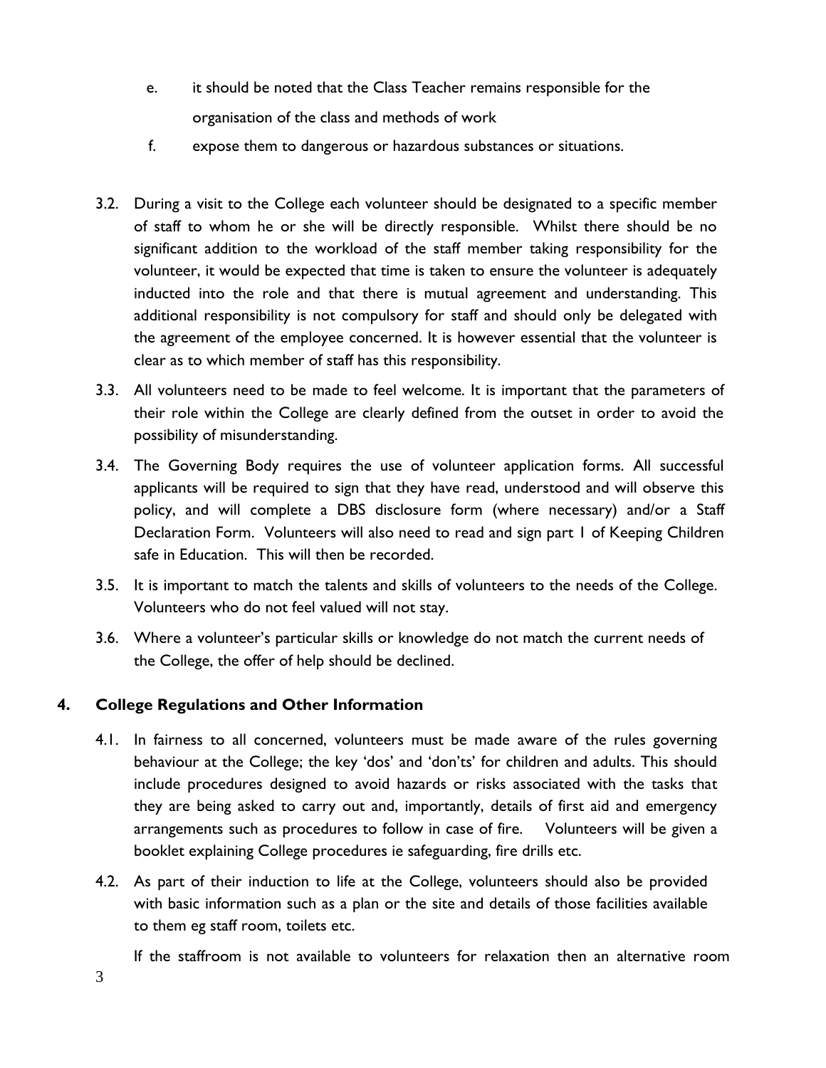e. it should be noted that the Class Teacher remains responsible for the organisation of the class and methods of work

f. expose them to dangerous or hazardous substances or situations.

3.2. During a visit to the College each volunteer should be designated to a specific member of staff to whom he or she will be directly responsible. Whilst there should be no significant addition to the workload of the staff member taking responsibility for the volunteer, it would be expected that time is taken to ensure the volunteer is adequately inducted into the role and that there is mutual agreement and understanding. This additional responsibility is not compulsory for staff and should only be delegated with the agreement of the employee concerned. It is however essential that the volunteer is clear as to which member of staff has this responsibility.

3.3. All volunteers need to be made to feel welcome. It is important that the parameters of their role within the College are clearly defined from the outset in order to avoid the possibility of misunderstanding.

3.4. The Governing Body requires the use of volunteer application forms. All successful applicants will be required to sign that they have read, understood and will observe this policy, and will complete a DBS disclosure form (where necessary) and/or a Staff Declaration Form. Volunteers will also need to read and sign part 1 of Keeping Children safe in Education. This will then be recorded.

3.5. It is important to match the talents and skills of volunteers to the needs of the College. Volunteers who do not feel valued will not stay.

3.6. Where a volunteer's particular skills or knowledge do not match the current needs of the College, the offer of help should be declined.

## 4. College Regulations and Other Information

4.1. In fairness to all concerned, volunteers must be made aware of the rules governing behaviour at the College; the key 'dos' and 'don'ts' for children and adults. This should include procedures designed to avoid hazards or risks associated with the tasks that they are being asked to carry out and, importantly, details of first aid and emergency arrangements such as procedures to follow in case of fire. Volunteers will be given a booklet explaining College procedures ie safeguarding, fire drills etc.

4.2. As part of their induction to life at the College, volunteers should also be provided with basic information such as a plan or the site and details of those facilities available to them eg staff room, toilets etc.

If the staffroom is not available to volunteers for relaxation then an alternative room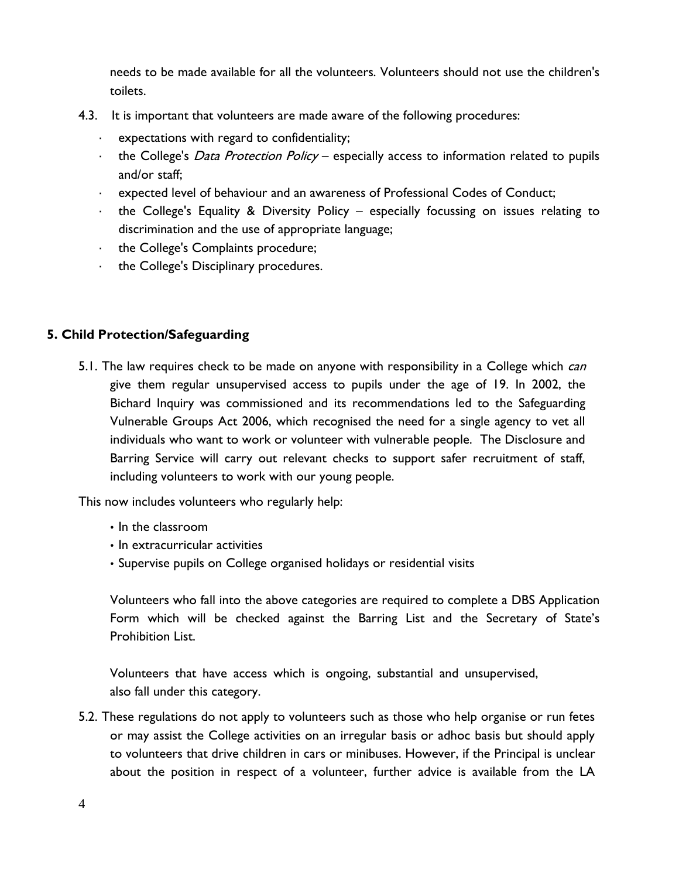needs to be made available for all the volunteers. Volunteers should not use the children's toilets.

4.3. It is important that volunteers are made aware of the following procedures:

- expectations with regard to confidentiality;
- the College's *Data Protection Policy* – especially access to information related to pupils and/or staff;
- expected level of behaviour and an awareness of Professional Codes of Conduct;
- the College's Equality & Diversity Policy – especially focussing on issues relating to discrimination and the use of appropriate language;
- the College's Complaints procedure;
- the College's Disciplinary procedures.

## 5. Child Protection/Safeguarding

5.1. The law requires check to be made on anyone with responsibility in a College which *can* give them regular unsupervised access to pupils under the age of 19. In 2002, the Bichard Inquiry was commissioned and its recommendations led to the Safeguarding Vulnerable Groups Act 2006, which recognised the need for a single agency to vet all individuals who want to work or volunteer with vulnerable people. The Disclosure and Barring Service will carry out relevant checks to support safer recruitment of staff, including volunteers to work with our young people.

This now includes volunteers who regularly help:

- In the classroom
- In extracurricular activities
- Supervise pupils on College organised holidays or residential visits

Volunteers who fall into the above categories are required to complete a DBS Application Form which will be checked against the Barring List and the Secretary of State's Prohibition List.

Volunteers that have access which is ongoing, substantial and unsupervised, also fall under this category.

5.2. These regulations do not apply to volunteers such as those who help organise or run fetes or may assist the College activities on an irregular basis or adhoc basis but should apply to volunteers that drive children in cars or minibuses. However, if the Principal is unclear about the position in respect of a volunteer, further advice is available from the LA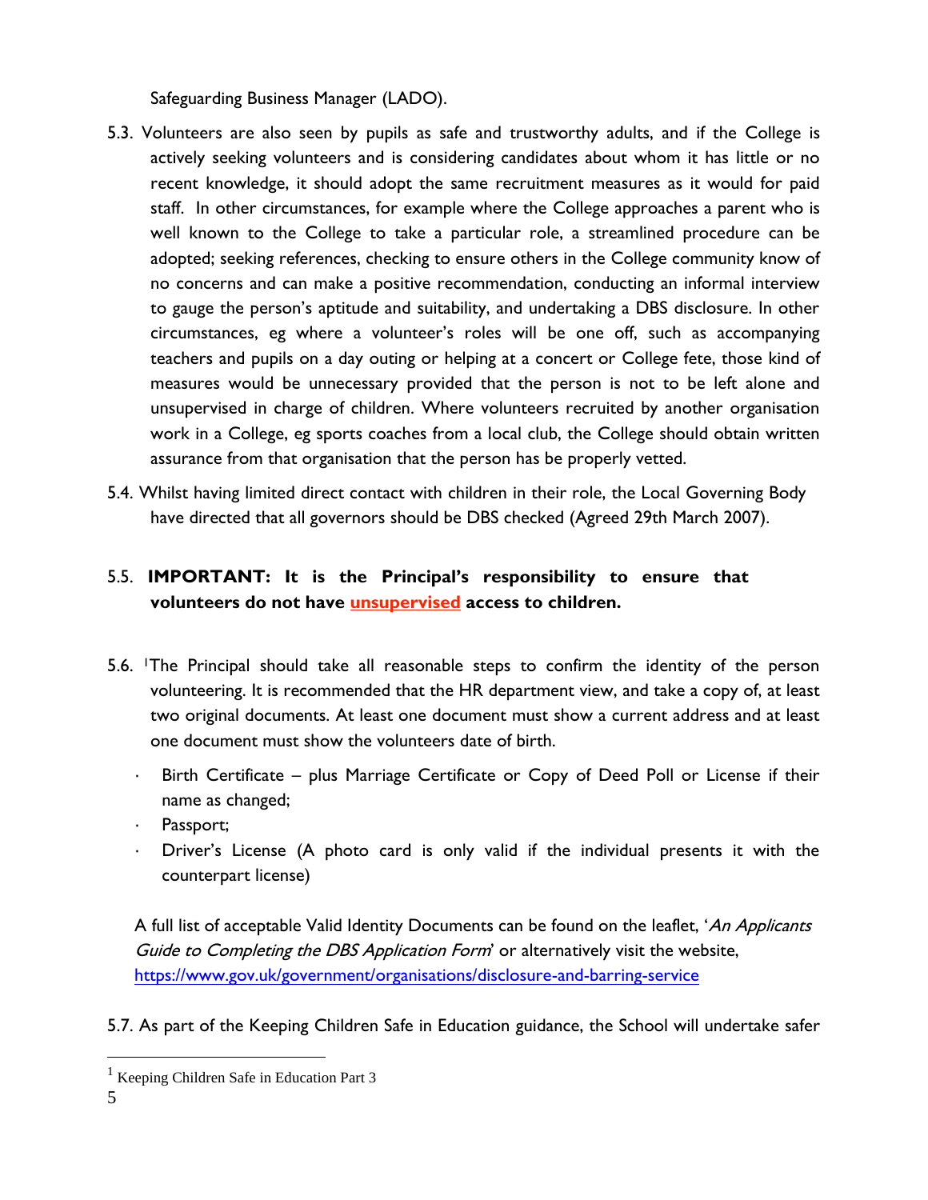Safeguarding Business Manager (LADO).

5.3. Volunteers are also seen by pupils as safe and trustworthy adults, and if the College is actively seeking volunteers and is considering candidates about whom it has little or no recent knowledge, it should adopt the same recruitment measures as it would for paid staff. In other circumstances, for example where the College approaches a parent who is well known to the College to take a particular role, a streamlined procedure can be adopted; seeking references, checking to ensure others in the College community know of no concerns and can make a positive recommendation, conducting an informal interview to gauge the person's aptitude and suitability, and undertaking a DBS disclosure. In other circumstances, eg where a volunteer's roles will be one off, such as accompanying teachers and pupils on a day outing or helping at a concert or College fete, those kind of measures would be unnecessary provided that the person is not to be left alone and unsupervised in charge of children. Where volunteers recruited by another organisation work in a College, eg sports coaches from a local club, the College should obtain written assurance from that organisation that the person has be properly vetted.

5.4. Whilst having limited direct contact with children in their role, the Local Governing Body have directed that all governors should be DBS checked (Agreed 29th March 2007).

5.5. **IMPORTANT: It is the Principal's responsibility to ensure that volunteers do not have <u>unsupervised</u> access to children.**

5.6. [1]The Principal should take all reasonable steps to confirm the identity of the person volunteering. It is recommended that the HR department view, and take a copy of, at least two original documents. At least one document must show a current address and at least one document must show the volunteers date of birth.

- Birth Certificate – plus Marriage Certificate or Copy of Deed Poll or License if their name as changed;
- Passport;
- Driver's License (A photo card is only valid if the individual presents it with the counterpart license)

A full list of acceptable Valid Identity Documents can be found on the leaflet, '*An Applicants Guide to Completing the DBS Application Form*' or alternatively visit the website, https://www.gov.uk/government/organisations/disclosure-and-barring-service

5.7. As part of the Keeping Children Safe in Education guidance, the School will undertake safer

[1] Keeping Children Safe in Education Part 3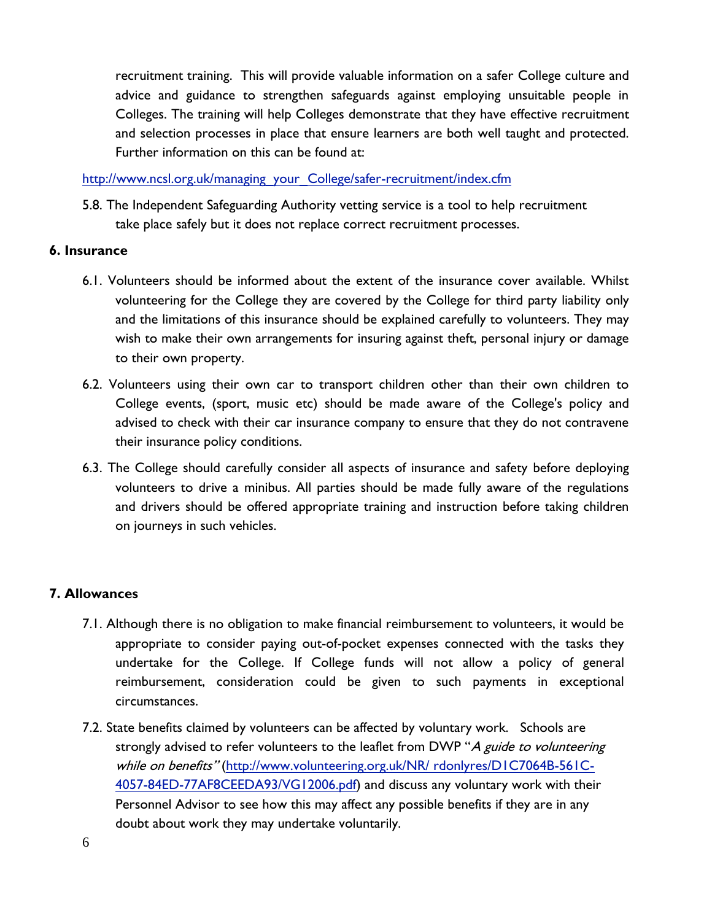recruitment training. This will provide valuable information on a safer College culture and advice and guidance to strengthen safeguards against employing unsuitable people in Colleges. The training will help Colleges demonstrate that they have effective recruitment and selection processes in place that ensure learners are both well taught and protected. Further information on this can be found at:

http://www.ncsl.org.uk/managing_your_College/safer-recruitment/index.cfm

5.8. The Independent Safeguarding Authority vetting service is a tool to help recruitment take place safely but it does not replace correct recruitment processes.

**6. Insurance**

6.1. Volunteers should be informed about the extent of the insurance cover available. Whilst volunteering for the College they are covered by the College for third party liability only and the limitations of this insurance should be explained carefully to volunteers. They may wish to make their own arrangements for insuring against theft, personal injury or damage to their own property.

6.2. Volunteers using their own car to transport children other than their own children to College events, (sport, music etc) should be made aware of the College's policy and advised to check with their car insurance company to ensure that they do not contravene their insurance policy conditions.

6.3. The College should carefully consider all aspects of insurance and safety before deploying volunteers to drive a minibus. All parties should be made fully aware of the regulations and drivers should be offered appropriate training and instruction before taking children on journeys in such vehicles.

**7. Allowances**

7.1. Although there is no obligation to make financial reimbursement to volunteers, it would be appropriate to consider paying out-of-pocket expenses connected with the tasks they undertake for the College. If College funds will not allow a policy of general reimbursement, consideration could be given to such payments in exceptional circumstances.

7.2. State benefits claimed by volunteers can be affected by voluntary work. Schools are strongly advised to refer volunteers to the leaflet from DWP "*A guide to volunteering while on benefits*" (http://www.volunteering.org.uk/NR/ rdonlyres/D1C7064B-561C-4057-84ED-77AF8CEEDA93/VG12006.pdf) and discuss any voluntary work with their Personnel Advisor to see how this may affect any possible benefits if they are in any doubt about work they may undertake voluntarily.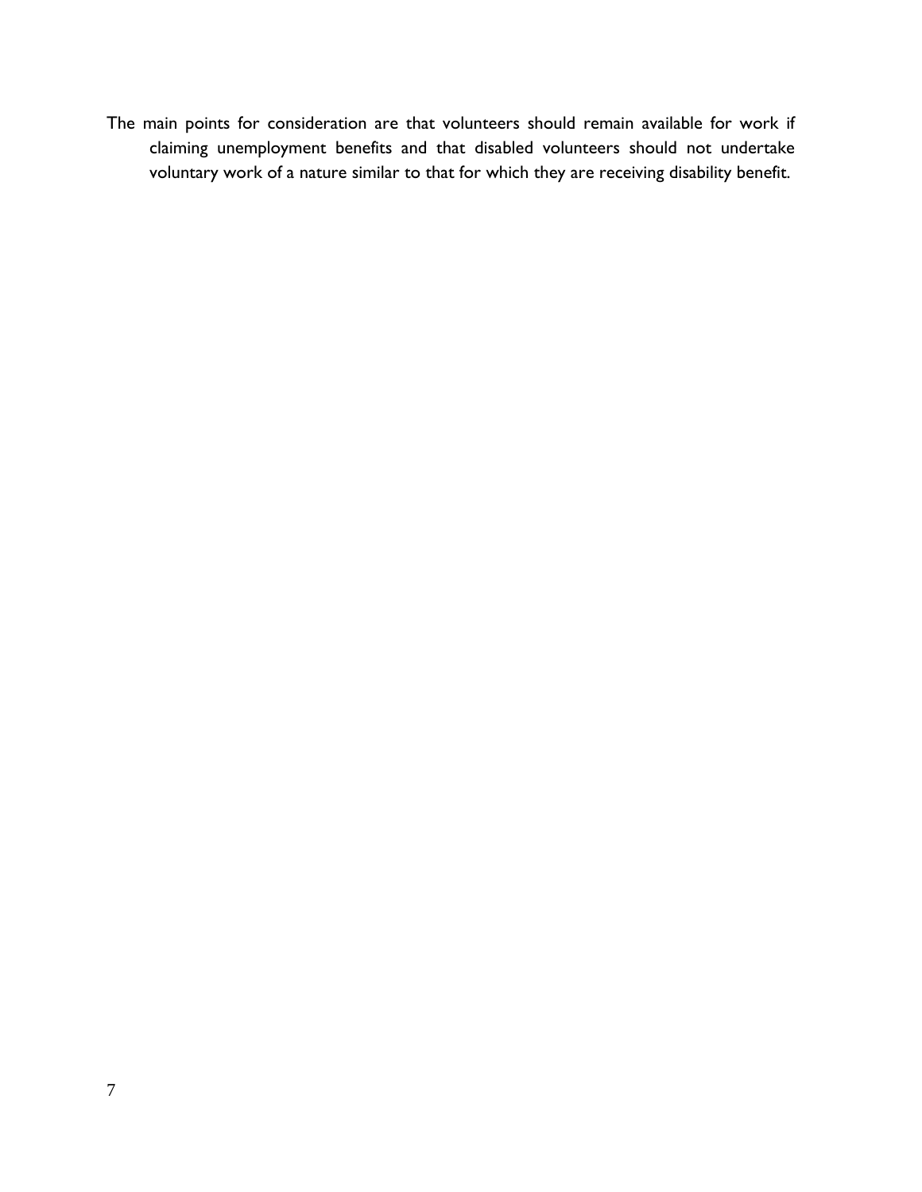The main points for consideration are that volunteers should remain available for work if claiming unemployment benefits and that disabled volunteers should not undertake voluntary work of a nature similar to that for which they are receiving disability benefit.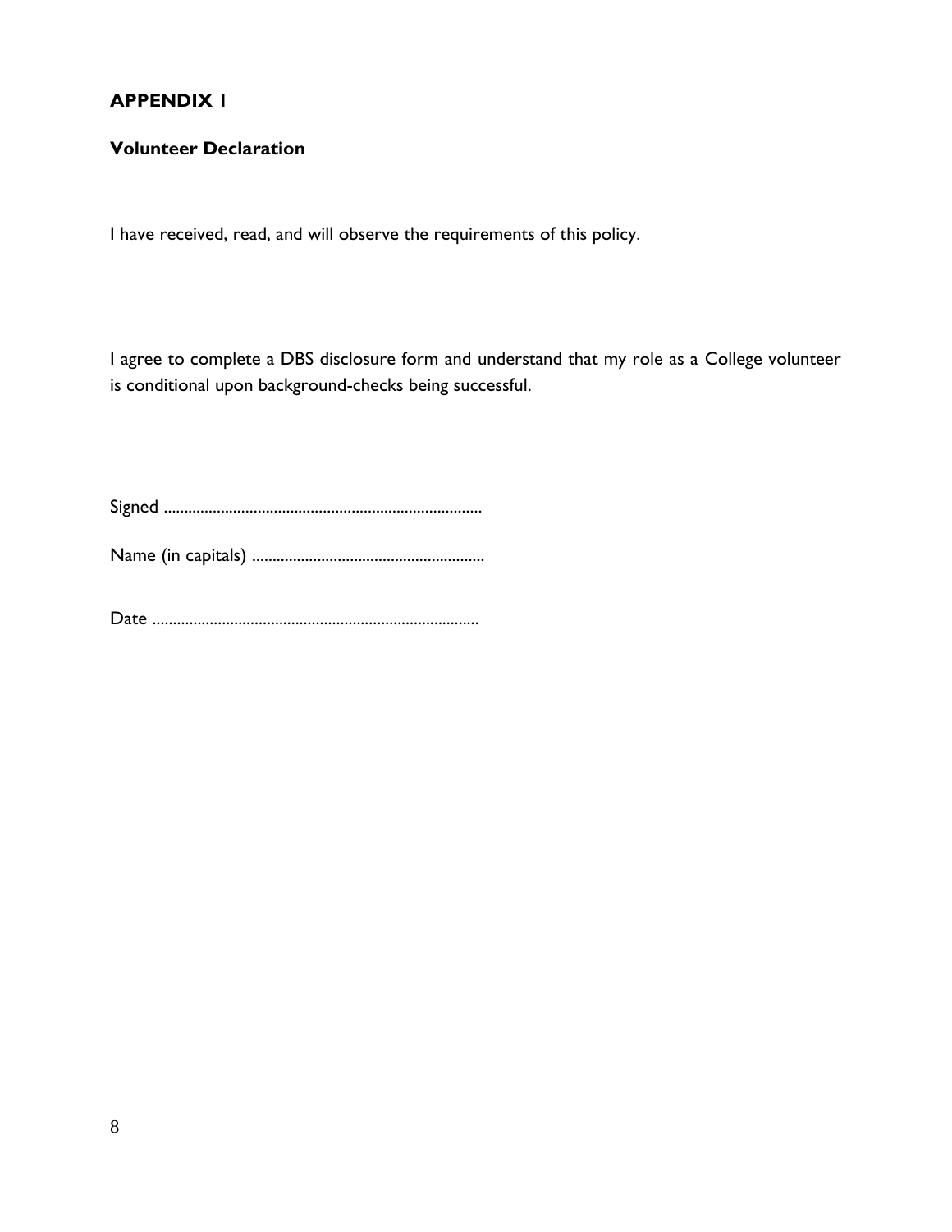## APPENDIX 1

### Volunteer Declaration

I have received, read, and will observe the requirements of this policy.

I agree to complete a DBS disclosure form and understand that my role as a College volunteer is conditional upon background-checks being successful.

Signed ……………………………………………………………………

Name (in capitals) …………………………………………………

Date ……………………………………………………………………